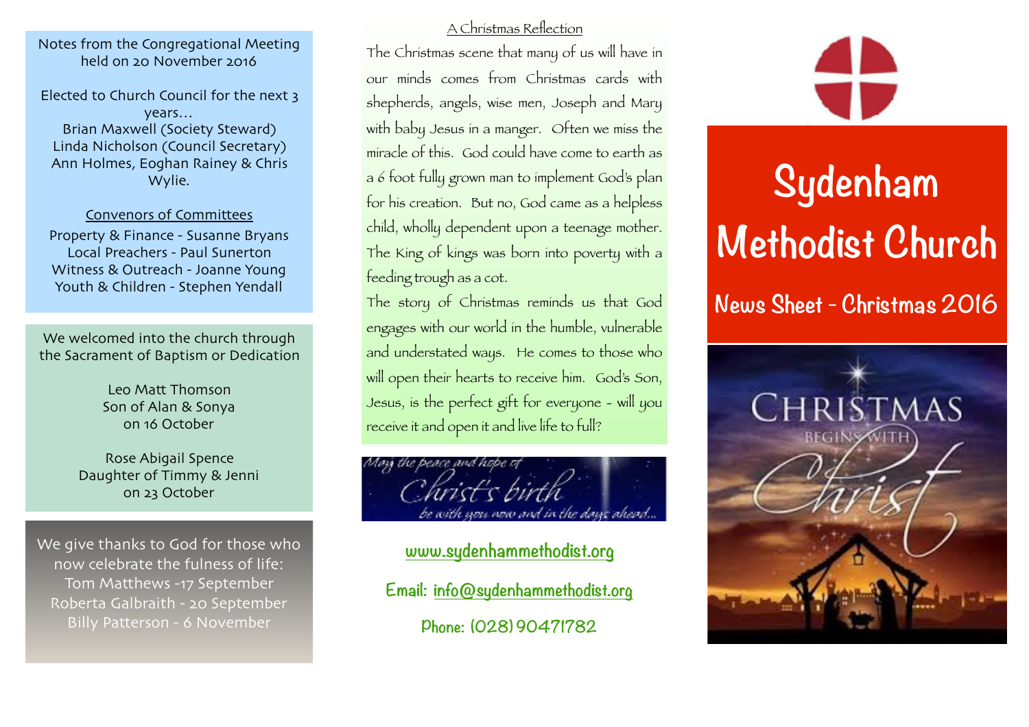Notes from the Congregational Meeting held on 20 November 2016

Elected to Church Council for the next 3 years...
Brian Maxwell (Society Steward)
Linda Nicholson (Council Secretary)
Ann Holmes, Eoghan Rainey & Chris Wylie.

Convenors of Committees

Property & Finance - Susanne Bryans
Local Preachers - Paul Sunerton
Witness & Outreach - Joanne Young
Youth & Children - Stephen Yendall

We welcomed into the church through the Sacrament of Baptism or Dedication

Leo Matt Thomson
Son of Alan & Sonya
on 16 October

Rose Abigail Spence
Daughter of Timmy & Jenni
on 23 October

We give thanks to God for those who now celebrate the fulness of life:
Tom Matthews -17 September
Roberta Galbraith - 20 September
Billy Patterson - 6 November

## A Christmas Reflection

The Christmas scene that many of us will have in our minds comes from Christmas cards with shepherds, angels, wise men, Joseph and Mary with baby Jesus in a manger. Often we miss the miracle of this. God could have come to earth as a 6 foot fully grown man to implement God's plan for his creation. But no, God came as a helpless child, wholly dependent upon a teenage mother. The King of kings was born into poverty with a feeding trough as a cot.

The story of Christmas reminds us that God engages with our world in the humble, vulnerable and understated ways. He comes to those who will open their hearts to receive him. God's Son, Jesus, is the perfect gift for everyone - will you receive it and open it and live life to full?

*May the peace and hope of Christ's birth be with you now and in the days ahead...*

www.sydenhammethodist.org

Email: info@sydenhammethodist.org

Phone: (028) 90471782

# Sydenham Methodist Church

## News Sheet - Christmas 2016

CHRISTMAS BEGINS WITH Christ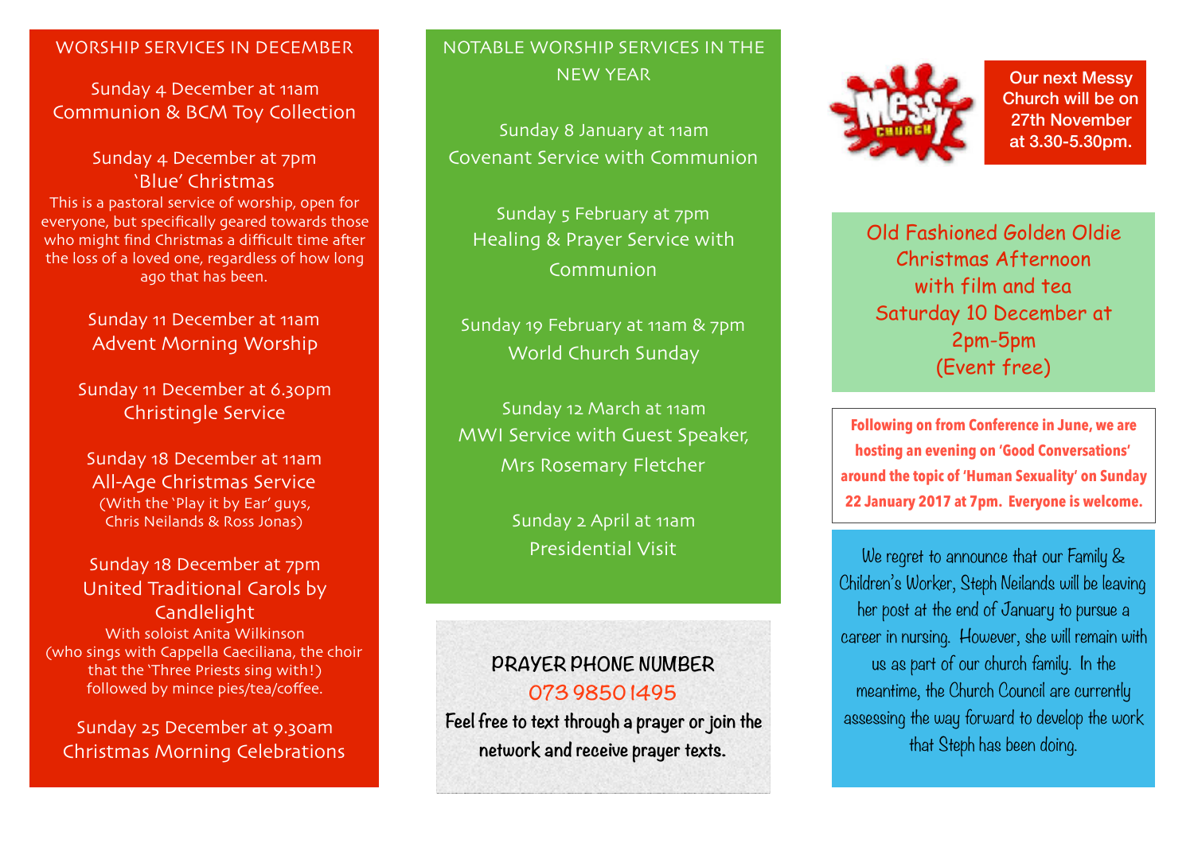## WORSHIP SERVICES IN DECEMBER

Sunday 4 December at 11am
Communion & BCM Toy Collection

Sunday 4 December at 7pm
'Blue' Christmas
This is a pastoral service of worship, open for everyone, but specifically geared towards those who might find Christmas a difficult time after the loss of a loved one, regardless of how long ago that has been.

Sunday 11 December at 11am
Advent Morning Worship

Sunday 11 December at 6.30pm
Christingle Service

Sunday 18 December at 11am
All-Age Christmas Service
(With the 'Play it by Ear' guys, Chris Neilands & Ross Jonas)

Sunday 18 December at 7pm
United Traditional Carols by Candlelight
With soloist Anita Wilkinson
(who sings with Cappella Caeciliana, the choir that the 'Three Priests sing with!)
followed by mince pies/tea/coffee.

Sunday 25 December at 9.30am
Christmas Morning Celebrations

## NOTABLE WORSHIP SERVICES IN THE NEW YEAR

Sunday 8 January at 11am
Covenant Service with Communion

Sunday 5 February at 7pm
Healing & Prayer Service with Communion

Sunday 19 February at 11am & 7pm
World Church Sunday

Sunday 12 March at 11am
MWI Service with Guest Speaker, Mrs Rosemary Fletcher

Sunday 2 April at 11am
Presidential Visit

## PRAYER PHONE NUMBER

073 9850 1495

Feel free to text through a prayer or join the network and receive prayer texts.

**Our next Messy Church will be on 27th November at 3.30-5.30pm.**

Old Fashioned Golden Oldie Christmas Afternoon with film and tea
Saturday 10 December at 2pm-5pm
(Event free)

**Following on from Conference in June, we are hosting an evening on 'Good Conversations' around the topic of 'Human Sexuality' on Sunday 22 January 2017 at 7pm. Everyone is welcome.**

We regret to announce that our Family & Children's Worker, Steph Neilands will be leaving her post at the end of January to pursue a career in nursing. However, she will remain with us as part of our church family. In the meantime, the Church Council are currently assessing the way forward to develop the work that Steph has been doing.